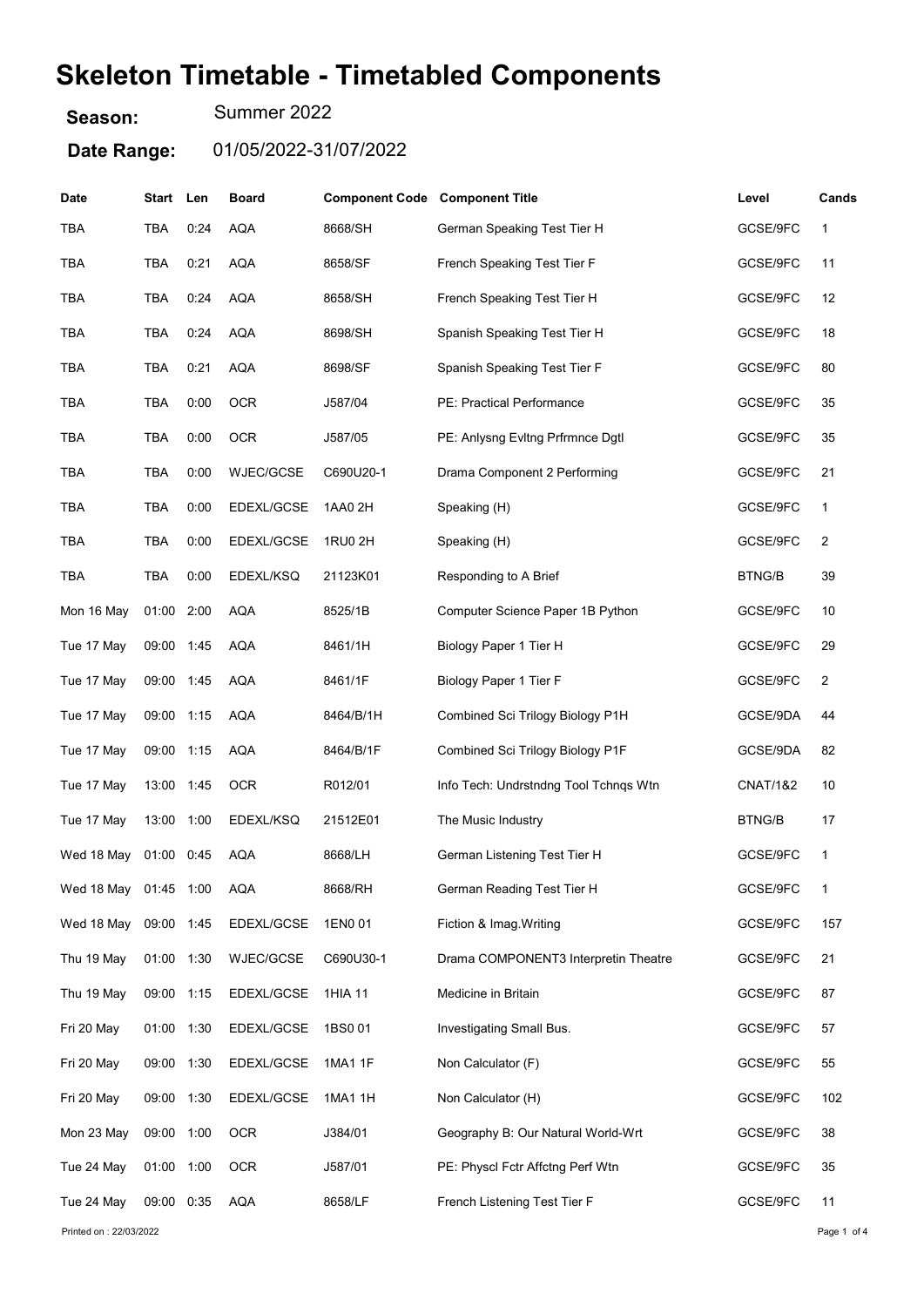# Skeleton Timetable - Timetabled Components

**Season:** Summer 2022

**Date Range:** 01/05/2022-31/07/2022

| Date | Start | Len | Board | Component Code | Component Title | Level | Cands |
|---|---|---|---|---|---|---|---|
| TBA | TBA | 0:24 | AQA | 8668/SH | German Speaking Test Tier H | GCSE/9FC | 1 |
| TBA | TBA | 0:21 | AQA | 8658/SF | French Speaking Test Tier F | GCSE/9FC | 11 |
| TBA | TBA | 0:24 | AQA | 8658/SH | French Speaking Test Tier H | GCSE/9FC | 12 |
| TBA | TBA | 0:24 | AQA | 8698/SH | Spanish Speaking Test Tier H | GCSE/9FC | 18 |
| TBA | TBA | 0:21 | AQA | 8698/SF | Spanish Speaking Test Tier F | GCSE/9FC | 80 |
| TBA | TBA | 0:00 | OCR | J587/04 | PE: Practical Performance | GCSE/9FC | 35 |
| TBA | TBA | 0:00 | OCR | J587/05 | PE: Anlysng Evltng Prfrmnce Dgtl | GCSE/9FC | 35 |
| TBA | TBA | 0:00 | WJEC/GCSE | C690U20-1 | Drama Component 2 Performing | GCSE/9FC | 21 |
| TBA | TBA | 0:00 | EDEXL/GCSE | 1AA0 2H | Speaking (H) | GCSE/9FC | 1 |
| TBA | TBA | 0:00 | EDEXL/GCSE | 1RU0 2H | Speaking (H) | GCSE/9FC | 2 |
| TBA | TBA | 0:00 | EDEXL/KSQ | 21123K01 | Responding to A Brief | BTNG/B | 39 |
| Mon 16 May | 01:00 | 2:00 | AQA | 8525/1B | Computer Science Paper 1B Python | GCSE/9FC | 10 |
| Tue 17 May | 09:00 | 1:45 | AQA | 8461/1H | Biology Paper 1 Tier H | GCSE/9FC | 29 |
| Tue 17 May | 09:00 | 1:45 | AQA | 8461/1F | Biology Paper 1 Tier F | GCSE/9FC | 2 |
| Tue 17 May | 09:00 | 1:15 | AQA | 8464/B/1H | Combined Sci Trilogy Biology P1H | GCSE/9DA | 44 |
| Tue 17 May | 09:00 | 1:15 | AQA | 8464/B/1F | Combined Sci Trilogy Biology P1F | GCSE/9DA | 82 |
| Tue 17 May | 13:00 | 1:45 | OCR | R012/01 | Info Tech: Undrstndng Tool Tchnqs Wtn | CNAT/1&2 | 10 |
| Tue 17 May | 13:00 | 1:00 | EDEXL/KSQ | 21512E01 | The Music Industry | BTNG/B | 17 |
| Wed 18 May | 01:00 | 0:45 | AQA | 8668/LH | German Listening Test Tier H | GCSE/9FC | 1 |
| Wed 18 May | 01:45 | 1:00 | AQA | 8668/RH | German Reading Test Tier H | GCSE/9FC | 1 |
| Wed 18 May | 09:00 | 1:45 | EDEXL/GCSE | 1EN0 01 | Fiction & Imag.Writing | GCSE/9FC | 157 |
| Thu 19 May | 01:00 | 1:30 | WJEC/GCSE | C690U30-1 | Drama COMPONENT3 Interpretin Theatre | GCSE/9FC | 21 |
| Thu 19 May | 09:00 | 1:15 | EDEXL/GCSE | 1HIA 11 | Medicine in Britain | GCSE/9FC | 87 |
| Fri 20 May | 01:00 | 1:30 | EDEXL/GCSE | 1BS0 01 | Investigating Small Bus. | GCSE/9FC | 57 |
| Fri 20 May | 09:00 | 1:30 | EDEXL/GCSE | 1MA1 1F | Non Calculator (F) | GCSE/9FC | 55 |
| Fri 20 May | 09:00 | 1:30 | EDEXL/GCSE | 1MA1 1H | Non Calculator (H) | GCSE/9FC | 102 |
| Mon 23 May | 09:00 | 1:00 | OCR | J384/01 | Geography B: Our Natural World-Wrt | GCSE/9FC | 38 |
| Tue 24 May | 01:00 | 1:00 | OCR | J587/01 | PE: Physcl Fctr Affctng Perf Wtn | GCSE/9FC | 35 |
| Tue 24 May | 09:00 | 0:35 | AQA | 8658/LF | French Listening Test Tier F | GCSE/9FC | 11 |

Printed on : 22/03/2022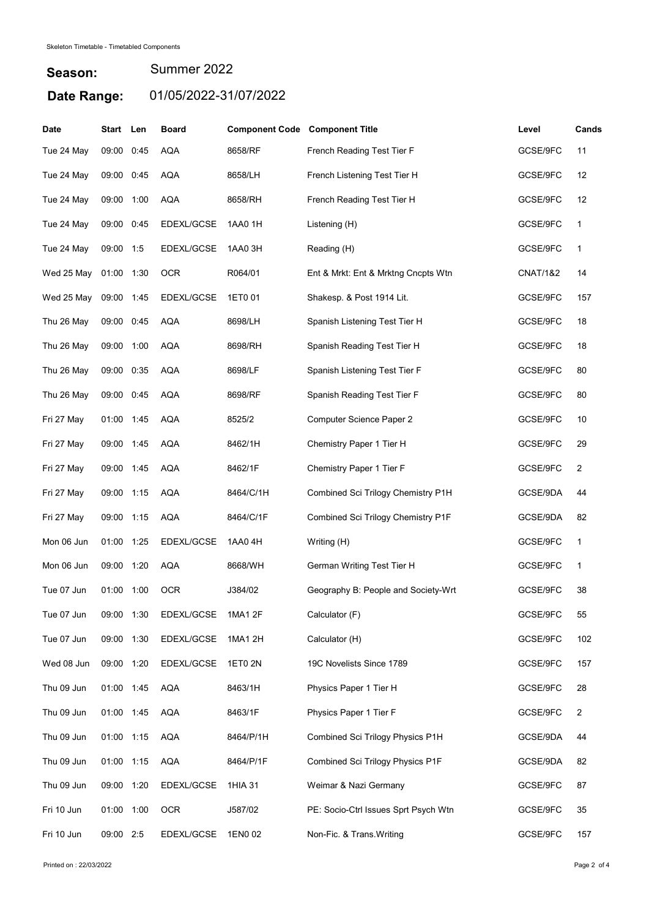Skeleton Timetable - Timetabled Components

**Season:** Summer 2022

**Date Range:** 01/05/2022-31/07/2022

| Date | Start | Len | Board | Component Code | Component Title | Level | Cands |
|---|---|---|---|---|---|---|---|
| Tue 24 May | 09:00 | 0:45 | AQA | 8658/RF | French Reading Test Tier F | GCSE/9FC | 11 |
| Tue 24 May | 09:00 | 0:45 | AQA | 8658/LH | French Listening Test Tier H | GCSE/9FC | 12 |
| Tue 24 May | 09:00 | 1:00 | AQA | 8658/RH | French Reading Test Tier H | GCSE/9FC | 12 |
| Tue 24 May | 09:00 | 0:45 | EDEXL/GCSE | 1AA0 1H | Listening (H) | GCSE/9FC | 1 |
| Tue 24 May | 09:00 | 1:5 | EDEXL/GCSE | 1AA0 3H | Reading (H) | GCSE/9FC | 1 |
| Wed 25 May | 01:00 | 1:30 | OCR | R064/01 | Ent & Mrkt: Ent & Mrktng Cncpts Wtn | CNAT/1&2 | 14 |
| Wed 25 May | 09:00 | 1:45 | EDEXL/GCSE | 1ET0 01 | Shakesp. & Post 1914 Lit. | GCSE/9FC | 157 |
| Thu 26 May | 09:00 | 0:45 | AQA | 8698/LH | Spanish Listening Test Tier H | GCSE/9FC | 18 |
| Thu 26 May | 09:00 | 1:00 | AQA | 8698/RH | Spanish Reading Test Tier H | GCSE/9FC | 18 |
| Thu 26 May | 09:00 | 0:35 | AQA | 8698/LF | Spanish Listening Test Tier F | GCSE/9FC | 80 |
| Thu 26 May | 09:00 | 0:45 | AQA | 8698/RF | Spanish Reading Test Tier F | GCSE/9FC | 80 |
| Fri 27 May | 01:00 | 1:45 | AQA | 8525/2 | Computer Science Paper 2 | GCSE/9FC | 10 |
| Fri 27 May | 09:00 | 1:45 | AQA | 8462/1H | Chemistry Paper 1 Tier H | GCSE/9FC | 29 |
| Fri 27 May | 09:00 | 1:45 | AQA | 8462/1F | Chemistry Paper 1 Tier F | GCSE/9FC | 2 |
| Fri 27 May | 09:00 | 1:15 | AQA | 8464/C/1H | Combined Sci Trilogy Chemistry P1H | GCSE/9DA | 44 |
| Fri 27 May | 09:00 | 1:15 | AQA | 8464/C/1F | Combined Sci Trilogy Chemistry P1F | GCSE/9DA | 82 |
| Mon 06 Jun | 01:00 | 1:25 | EDEXL/GCSE | 1AA0 4H | Writing (H) | GCSE/9FC | 1 |
| Mon 06 Jun | 09:00 | 1:20 | AQA | 8668/WH | German Writing Test Tier H | GCSE/9FC | 1 |
| Tue 07 Jun | 01:00 | 1:00 | OCR | J384/02 | Geography B: People and Society-Wrt | GCSE/9FC | 38 |
| Tue 07 Jun | 09:00 | 1:30 | EDEXL/GCSE | 1MA1 2F | Calculator (F) | GCSE/9FC | 55 |
| Tue 07 Jun | 09:00 | 1:30 | EDEXL/GCSE | 1MA1 2H | Calculator (H) | GCSE/9FC | 102 |
| Wed 08 Jun | 09:00 | 1:20 | EDEXL/GCSE | 1ET0 2N | 19C Novelists Since 1789 | GCSE/9FC | 157 |
| Thu 09 Jun | 01:00 | 1:45 | AQA | 8463/1H | Physics Paper 1 Tier H | GCSE/9FC | 28 |
| Thu 09 Jun | 01:00 | 1:45 | AQA | 8463/1F | Physics Paper 1 Tier F | GCSE/9FC | 2 |
| Thu 09 Jun | 01:00 | 1:15 | AQA | 8464/P/1H | Combined Sci Trilogy Physics P1H | GCSE/9DA | 44 |
| Thu 09 Jun | 01:00 | 1:15 | AQA | 8464/P/1F | Combined Sci Trilogy Physics P1F | GCSE/9DA | 82 |
| Thu 09 Jun | 09:00 | 1:20 | EDEXL/GCSE | 1HIA 31 | Weimar & Nazi Germany | GCSE/9FC | 87 |
| Fri 10 Jun | 01:00 | 1:00 | OCR | J587/02 | PE: Socio-Ctrl Issues Sprt Psych Wtn | GCSE/9FC | 35 |
| Fri 10 Jun | 09:00 | 2:5 | EDEXL/GCSE | 1EN0 02 | Non-Fic. & Trans.Writing | GCSE/9FC | 157 |

Printed on : 22/03/2022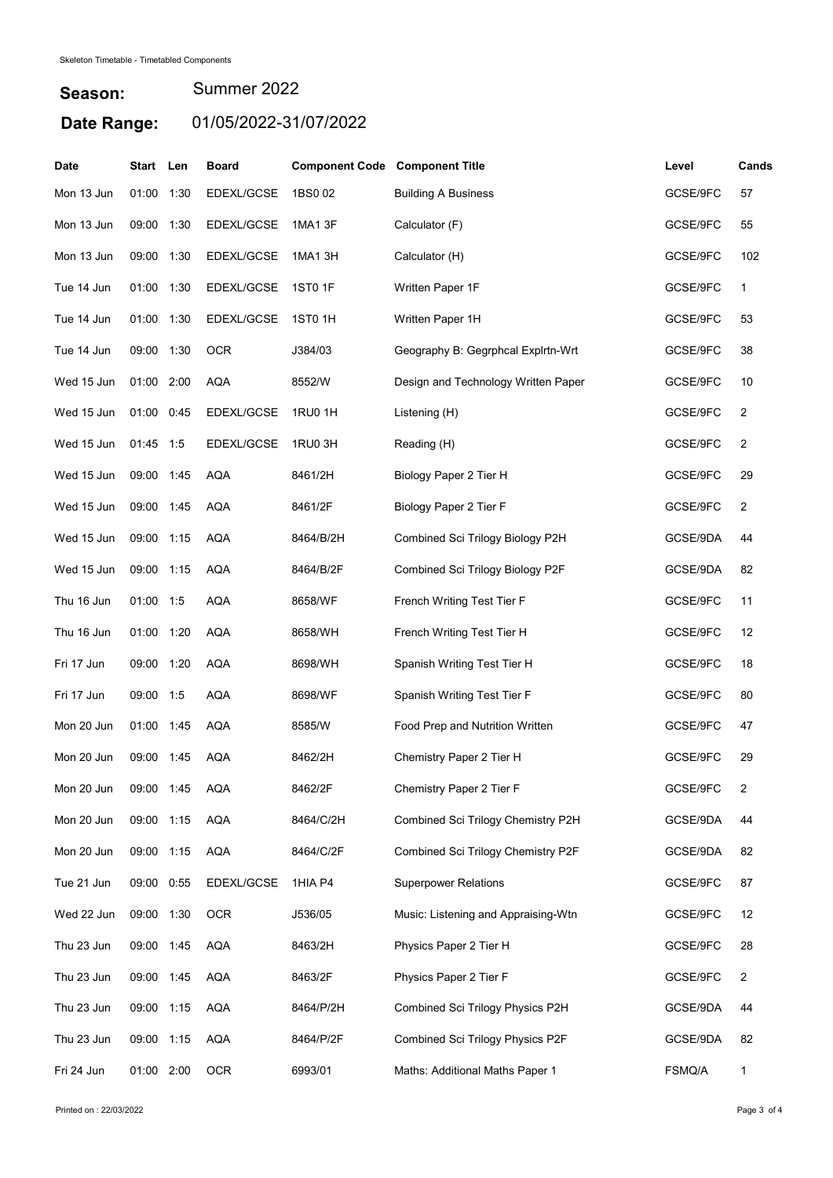Skeleton Timetable - Timetabled Components

**Season:** Summer 2022

**Date Range:** 01/05/2022-31/07/2022

| Date | Start | Len | Board | Component Code | Component Title | Level | Cands |
|---|---|---|---|---|---|---|---|
| Mon 13 Jun | 01:00 | 1:30 | EDEXL/GCSE | 1BS0 02 | Building A Business | GCSE/9FC | 57 |
| Mon 13 Jun | 09:00 | 1:30 | EDEXL/GCSE | 1MA1 3F | Calculator (F) | GCSE/9FC | 55 |
| Mon 13 Jun | 09:00 | 1:30 | EDEXL/GCSE | 1MA1 3H | Calculator (H) | GCSE/9FC | 102 |
| Tue 14 Jun | 01:00 | 1:30 | EDEXL/GCSE | 1ST0 1F | Written Paper 1F | GCSE/9FC | 1 |
| Tue 14 Jun | 01:00 | 1:30 | EDEXL/GCSE | 1ST0 1H | Written Paper 1H | GCSE/9FC | 53 |
| Tue 14 Jun | 09:00 | 1:30 | OCR | J384/03 | Geography B: Gegrphcal Explrtn-Wrt | GCSE/9FC | 38 |
| Wed 15 Jun | 01:00 | 2:00 | AQA | 8552/W | Design and Technology Written Paper | GCSE/9FC | 10 |
| Wed 15 Jun | 01:00 | 0:45 | EDEXL/GCSE | 1RU0 1H | Listening (H) | GCSE/9FC | 2 |
| Wed 15 Jun | 01:45 | 1:5 | EDEXL/GCSE | 1RU0 3H | Reading (H) | GCSE/9FC | 2 |
| Wed 15 Jun | 09:00 | 1:45 | AQA | 8461/2H | Biology Paper 2 Tier H | GCSE/9FC | 29 |
| Wed 15 Jun | 09:00 | 1:45 | AQA | 8461/2F | Biology Paper 2 Tier F | GCSE/9FC | 2 |
| Wed 15 Jun | 09:00 | 1:15 | AQA | 8464/B/2H | Combined Sci Trilogy Biology P2H | GCSE/9DA | 44 |
| Wed 15 Jun | 09:00 | 1:15 | AQA | 8464/B/2F | Combined Sci Trilogy Biology P2F | GCSE/9DA | 82 |
| Thu 16 Jun | 01:00 | 1:5 | AQA | 8658/WF | French Writing Test Tier F | GCSE/9FC | 11 |
| Thu 16 Jun | 01:00 | 1:20 | AQA | 8658/WH | French Writing Test Tier H | GCSE/9FC | 12 |
| Fri 17 Jun | 09:00 | 1:20 | AQA | 8698/WH | Spanish Writing Test Tier H | GCSE/9FC | 18 |
| Fri 17 Jun | 09:00 | 1:5 | AQA | 8698/WF | Spanish Writing Test Tier F | GCSE/9FC | 80 |
| Mon 20 Jun | 01:00 | 1:45 | AQA | 8585/W | Food Prep and Nutrition Written | GCSE/9FC | 47 |
| Mon 20 Jun | 09:00 | 1:45 | AQA | 8462/2H | Chemistry Paper 2 Tier H | GCSE/9FC | 29 |
| Mon 20 Jun | 09:00 | 1:45 | AQA | 8462/2F | Chemistry Paper 2 Tier F | GCSE/9FC | 2 |
| Mon 20 Jun | 09:00 | 1:15 | AQA | 8464/C/2H | Combined Sci Trilogy Chemistry P2H | GCSE/9DA | 44 |
| Mon 20 Jun | 09:00 | 1:15 | AQA | 8464/C/2F | Combined Sci Trilogy Chemistry P2F | GCSE/9DA | 82 |
| Tue 21 Jun | 09:00 | 0:55 | EDEXL/GCSE | 1HIA P4 | Superpower Relations | GCSE/9FC | 87 |
| Wed 22 Jun | 09:00 | 1:30 | OCR | J536/05 | Music: Listening and Appraising-Wtn | GCSE/9FC | 12 |
| Thu 23 Jun | 09:00 | 1:45 | AQA | 8463/2H | Physics Paper 2 Tier H | GCSE/9FC | 28 |
| Thu 23 Jun | 09:00 | 1:45 | AQA | 8463/2F | Physics Paper 2 Tier F | GCSE/9FC | 2 |
| Thu 23 Jun | 09:00 | 1:15 | AQA | 8464/P/2H | Combined Sci Trilogy Physics P2H | GCSE/9DA | 44 |
| Thu 23 Jun | 09:00 | 1:15 | AQA | 8464/P/2F | Combined Sci Trilogy Physics P2F | GCSE/9DA | 82 |
| Fri 24 Jun | 01:00 | 2:00 | OCR | 6993/01 | Maths: Additional Maths Paper 1 | FSMQ/A | 1 |

Printed on : 22/03/2022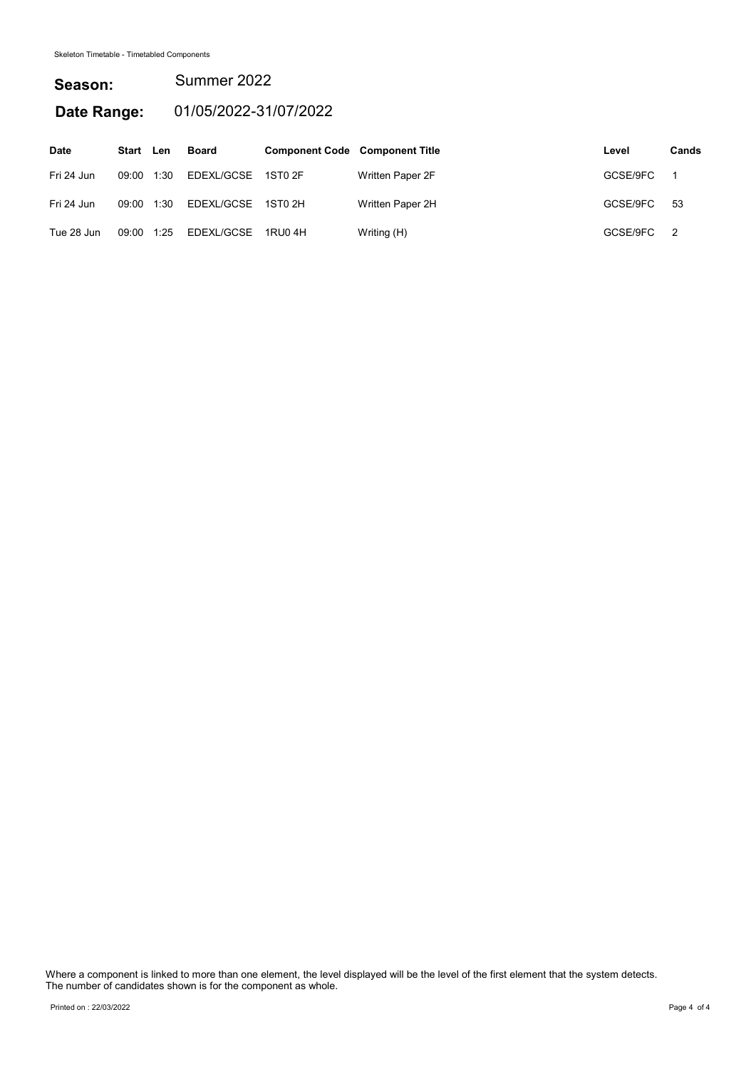Skeleton Timetable - Timetabled Components

**Season:** Summer 2022

**Date Range:** 01/05/2022-31/07/2022

| Date | Start | Len | Board | Component Code | Component Title | Level | Cands |
|---|---|---|---|---|---|---|---|
| Fri 24 Jun | 09:00 | 1:30 | EDEXL/GCSE | 1ST0 2F | Written Paper 2F | GCSE/9FC | 1 |
| Fri 24 Jun | 09:00 | 1:30 | EDEXL/GCSE | 1ST0 2H | Written Paper 2H | GCSE/9FC | 53 |
| Tue 28 Jun | 09:00 | 1:25 | EDEXL/GCSE | 1RU0 4H | Writing (H) | GCSE/9FC | 2 |

Where a component is linked to more than one element, the level displayed will be the level of the first element that the system detects.
The number of candidates shown is for the component as whole.

Printed on : 22/03/2022